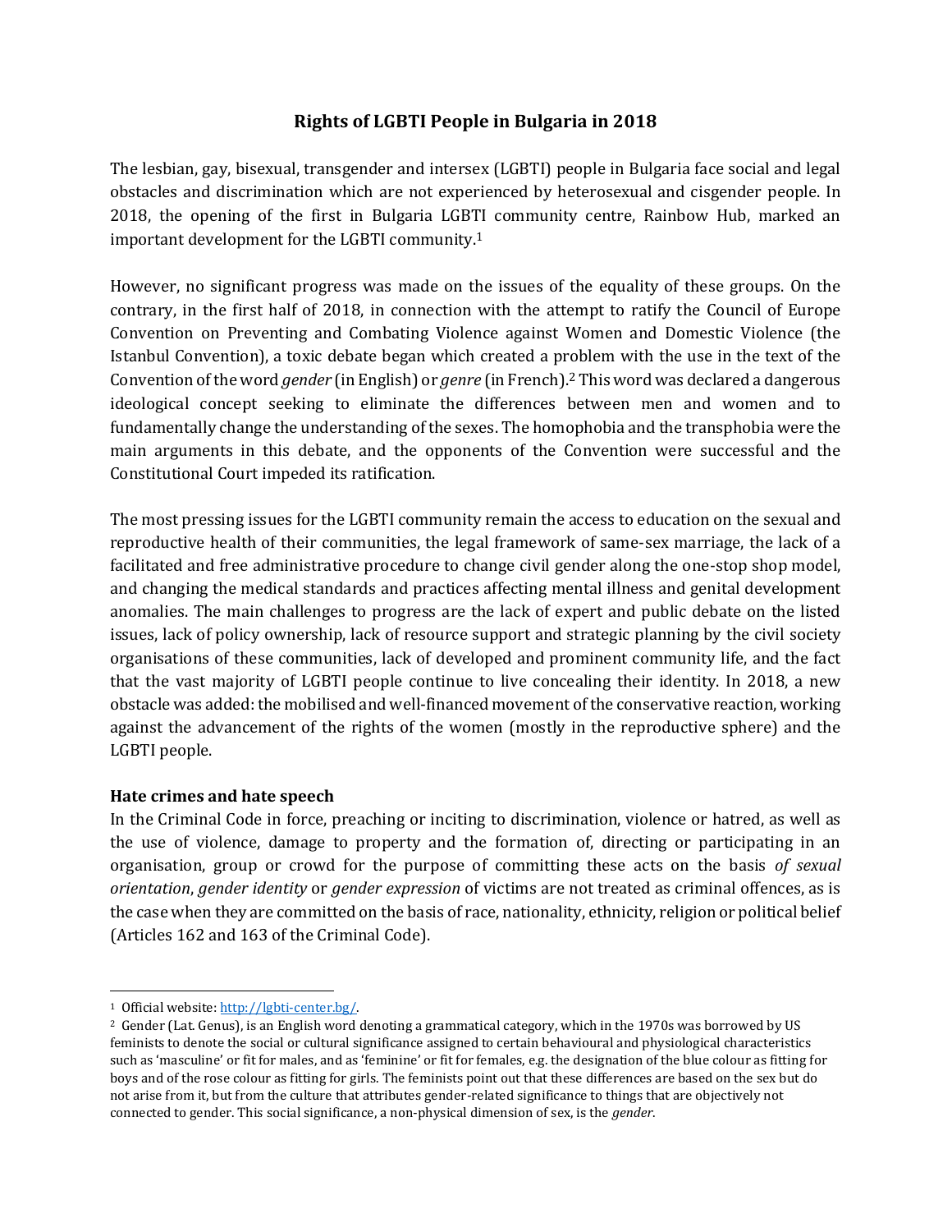# Rights of LGBTI People in Bulgaria in 2018

The lesbian, gay, bisexual, transgender and intersex (LGBTI) people in Bulgaria face social and legal obstacles and discrimination which are not experienced by heterosexual and cisgender people. In 2018, the opening of the first in Bulgaria LGBTI community centre, Rainbow Hub, marked an important development for the LGBTI community.[1]

However, no significant progress was made on the issues of the equality of these groups. On the contrary, in the first half of 2018, in connection with the attempt to ratify the Council of Europe Convention on Preventing and Combating Violence against Women and Domestic Violence (the Istanbul Convention), a toxic debate began which created a problem with the use in the text of the Convention of the word *gender* (in English) or *genre* (in French).[2] This word was declared a dangerous ideological concept seeking to eliminate the differences between men and women and to fundamentally change the understanding of the sexes. The homophobia and the transphobia were the main arguments in this debate, and the opponents of the Convention were successful and the Constitutional Court impeded its ratification.

The most pressing issues for the LGBTI community remain the access to education on the sexual and reproductive health of their communities, the legal framework of same-sex marriage, the lack of a facilitated and free administrative procedure to change civil gender along the one-stop shop model, and changing the medical standards and practices affecting mental illness and genital development anomalies. The main challenges to progress are the lack of expert and public debate on the listed issues, lack of policy ownership, lack of resource support and strategic planning by the civil society organisations of these communities, lack of developed and prominent community life, and the fact that the vast majority of LGBTI people continue to live concealing their identity. In 2018, a new obstacle was added: the mobilised and well-financed movement of the conservative reaction, working against the advancement of the rights of the women (mostly in the reproductive sphere) and the LGBTI people.

**Hate crimes and hate speech**

In the Criminal Code in force, preaching or inciting to discrimination, violence or hatred, as well as the use of violence, damage to property and the formation of, directing or participating in an organisation, group or crowd for the purpose of committing these acts on the basis *of sexual orientation*, *gender identity* or *gender expression* of victims are not treated as criminal offences, as is the case when they are committed on the basis of race, nationality, ethnicity, religion or political belief (Articles 162 and 163 of the Criminal Code).

---

[1] Official website: http://lgbti-center.bg/.

[2] Gender (Lat. Genus), is an English word denoting a grammatical category, which in the 1970s was borrowed by US feminists to denote the social or cultural significance assigned to certain behavioural and physiological characteristics such as 'masculine' or fit for males, and as 'feminine' or fit for females, e.g. the designation of the blue colour as fitting for boys and of the rose colour as fitting for girls. The feminists point out that these differences are based on the sex but do not arise from it, but from the culture that attributes gender-related significance to things that are objectively not connected to gender. This social significance, a non-physical dimension of sex, is the *gender*.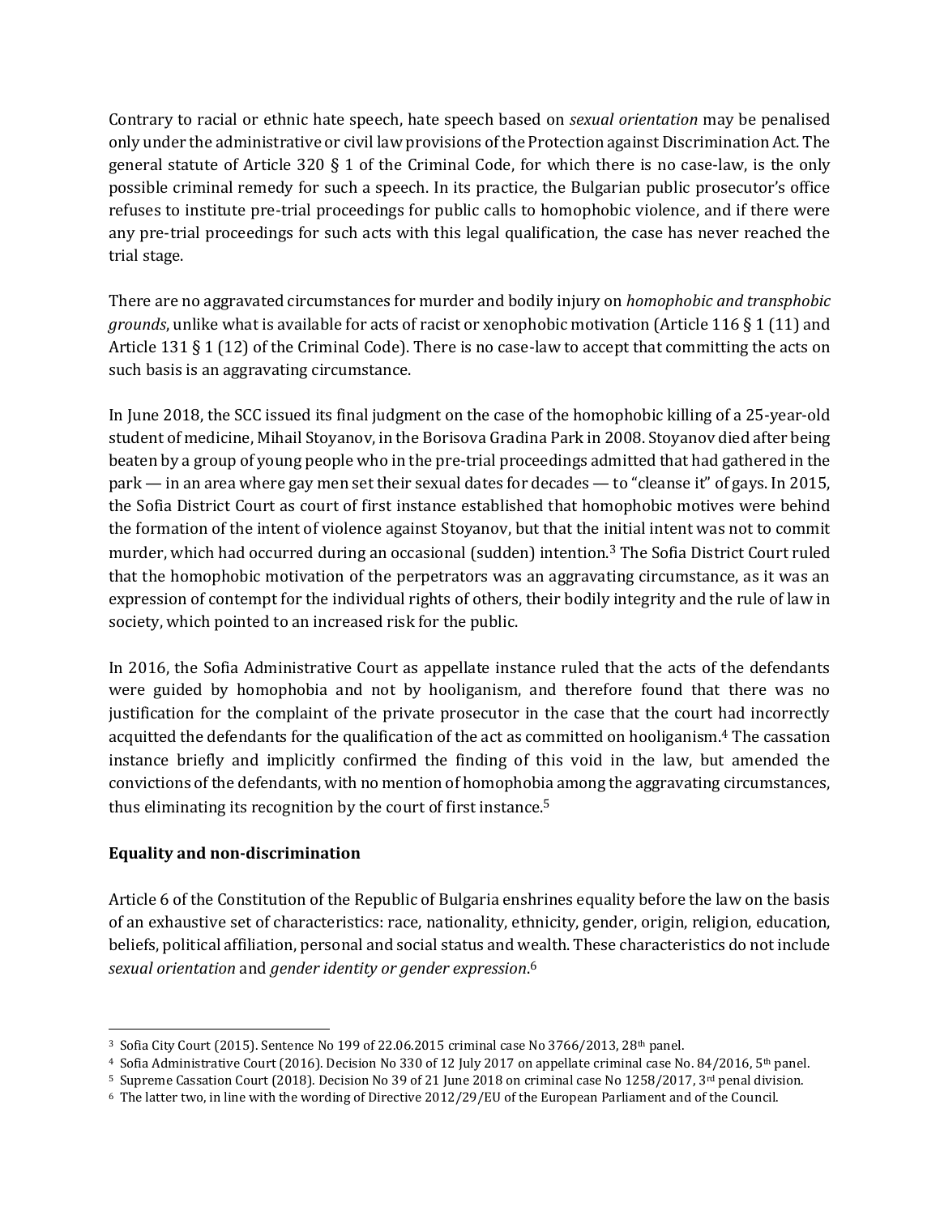Contrary to racial or ethnic hate speech, hate speech based on *sexual orientation* may be penalised only under the administrative or civil law provisions of the Protection against Discrimination Act. The general statute of Article 320 § 1 of the Criminal Code, for which there is no case-law, is the only possible criminal remedy for such a speech. In its practice, the Bulgarian public prosecutor's office refuses to institute pre-trial proceedings for public calls to homophobic violence, and if there were any pre-trial proceedings for such acts with this legal qualification, the case has never reached the trial stage.

There are no aggravated circumstances for murder and bodily injury on *homophobic and transphobic grounds*, unlike what is available for acts of racist or xenophobic motivation (Article 116 § 1 (11) and Article 131 § 1 (12) of the Criminal Code). There is no case-law to accept that committing the acts on such basis is an aggravating circumstance.

In June 2018, the SCC issued its final judgment on the case of the homophobic killing of a 25-year-old student of medicine, Mihail Stoyanov, in the Borisova Gradina Park in 2008. Stoyanov died after being beaten by a group of young people who in the pre-trial proceedings admitted that had gathered in the park — in an area where gay men set their sexual dates for decades — to "cleanse it" of gays. In 2015, the Sofia District Court as court of first instance established that homophobic motives were behind the formation of the intent of violence against Stoyanov, but that the initial intent was not to commit murder, which had occurred during an occasional (sudden) intention.[3] The Sofia District Court ruled that the homophobic motivation of the perpetrators was an aggravating circumstance, as it was an expression of contempt for the individual rights of others, their bodily integrity and the rule of law in society, which pointed to an increased risk for the public.

In 2016, the Sofia Administrative Court as appellate instance ruled that the acts of the defendants were guided by homophobia and not by hooliganism, and therefore found that there was no justification for the complaint of the private prosecutor in the case that the court had incorrectly acquitted the defendants for the qualification of the act as committed on hooliganism.[4] The cassation instance briefly and implicitly confirmed the finding of this void in the law, but amended the convictions of the defendants, with no mention of homophobia among the aggravating circumstances, thus eliminating its recognition by the court of first instance.[5]

**Equality and non-discrimination**

Article 6 of the Constitution of the Republic of Bulgaria enshrines equality before the law on the basis of an exhaustive set of characteristics: race, nationality, ethnicity, gender, origin, religion, education, beliefs, political affiliation, personal and social status and wealth. These characteristics do not include *sexual orientation* and *gender identity or gender expression*.[6]

---

[3] Sofia City Court (2015). Sentence No 199 of 22.06.2015 criminal case No 3766/2013, 28th panel.

[4] Sofia Administrative Court (2016). Decision No 330 of 12 July 2017 on appellate criminal case No. 84/2016, 5th panel.

[5] Supreme Cassation Court (2018). Decision No 39 of 21 June 2018 on criminal case No 1258/2017, 3rd penal division.

[6] The latter two, in line with the wording of Directive 2012/29/EU of the European Parliament and of the Council.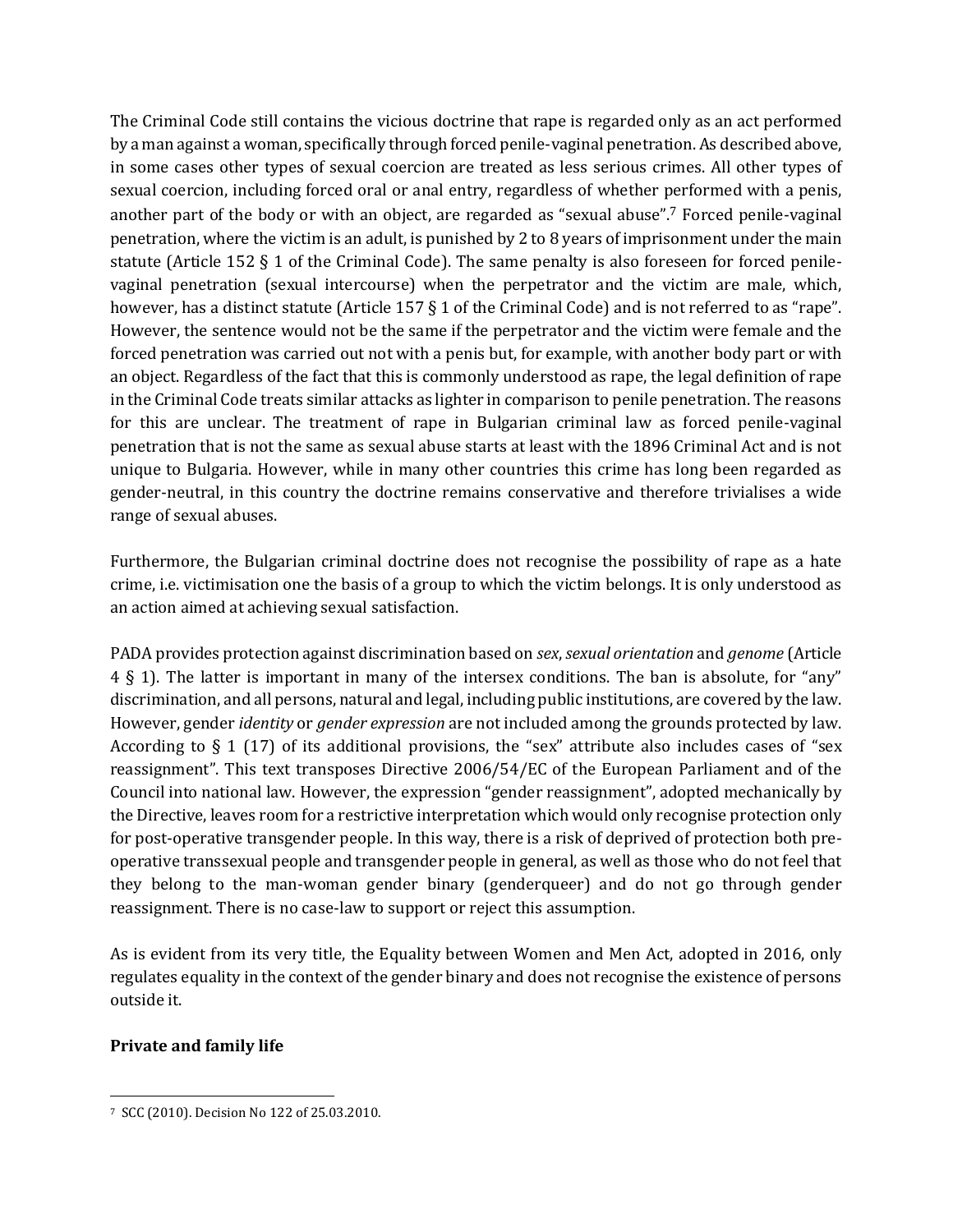The Criminal Code still contains the vicious doctrine that rape is regarded only as an act performed by a man against a woman, specifically through forced penile-vaginal penetration. As described above, in some cases other types of sexual coercion are treated as less serious crimes. All other types of sexual coercion, including forced oral or anal entry, regardless of whether performed with a penis, another part of the body or with an object, are regarded as "sexual abuse".[7] Forced penile-vaginal penetration, where the victim is an adult, is punished by 2 to 8 years of imprisonment under the main statute (Article 152 § 1 of the Criminal Code). The same penalty is also foreseen for forced penile-vaginal penetration (sexual intercourse) when the perpetrator and the victim are male, which, however, has a distinct statute (Article 157 § 1 of the Criminal Code) and is not referred to as "rape". However, the sentence would not be the same if the perpetrator and the victim were female and the forced penetration was carried out not with a penis but, for example, with another body part or with an object. Regardless of the fact that this is commonly understood as rape, the legal definition of rape in the Criminal Code treats similar attacks as lighter in comparison to penile penetration. The reasons for this are unclear. The treatment of rape in Bulgarian criminal law as forced penile-vaginal penetration that is not the same as sexual abuse starts at least with the 1896 Criminal Act and is not unique to Bulgaria. However, while in many other countries this crime has long been regarded as gender-neutral, in this country the doctrine remains conservative and therefore trivialises a wide range of sexual abuses.

Furthermore, the Bulgarian criminal doctrine does not recognise the possibility of rape as a hate crime, i.e. victimisation one the basis of a group to which the victim belongs. It is only understood as an action aimed at achieving sexual satisfaction.

PADA provides protection against discrimination based on *sex*, *sexual orientation* and *genome* (Article 4 § 1). The latter is important in many of the intersex conditions. The ban is absolute, for "any" discrimination, and all persons, natural and legal, including public institutions, are covered by the law. However, gender *identity* or *gender expression* are not included among the grounds protected by law. According to § 1 (17) of its additional provisions, the "sex" attribute also includes cases of "sex reassignment". This text transposes Directive 2006/54/EC of the European Parliament and of the Council into national law. However, the expression "gender reassignment", adopted mechanically by the Directive, leaves room for a restrictive interpretation which would only recognise protection only for post-operative transgender people. In this way, there is a risk of deprived of protection both pre-operative transsexual people and transgender people in general, as well as those who do not feel that they belong to the man-woman gender binary (genderqueer) and do not go through gender reassignment. There is no case-law to support or reject this assumption.

As is evident from its very title, the Equality between Women and Men Act, adopted in 2016, only regulates equality in the context of the gender binary and does not recognise the existence of persons outside it.

**Private and family life**

[7] SCC (2010). Decision No 122 of 25.03.2010.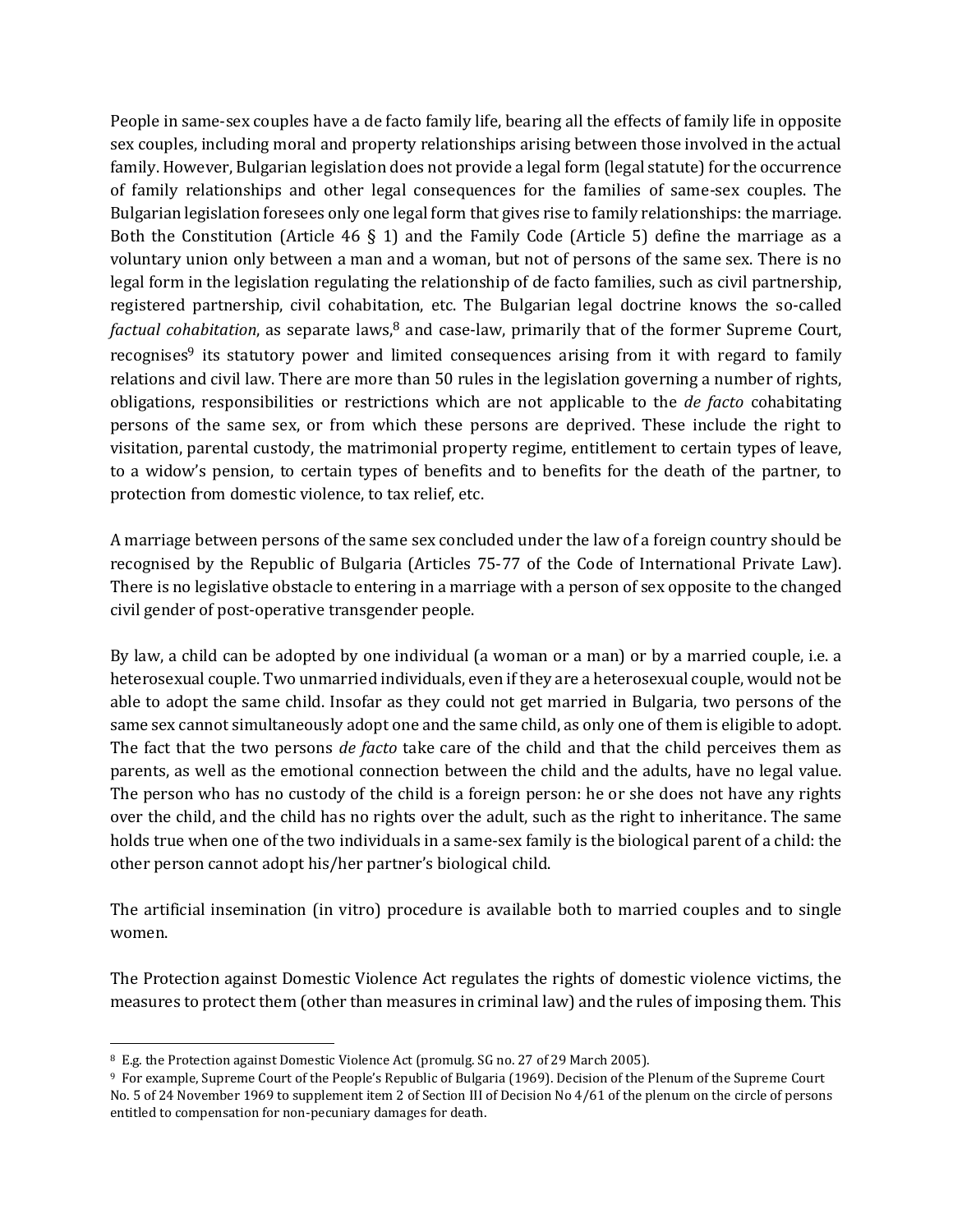People in same-sex couples have a de facto family life, bearing all the effects of family life in opposite sex couples, including moral and property relationships arising between those involved in the actual family. However, Bulgarian legislation does not provide a legal form (legal statute) for the occurrence of family relationships and other legal consequences for the families of same-sex couples. The Bulgarian legislation foresees only one legal form that gives rise to family relationships: the marriage. Both the Constitution (Article 46 § 1) and the Family Code (Article 5) define the marriage as a voluntary union only between a man and a woman, but not of persons of the same sex. There is no legal form in the legislation regulating the relationship of de facto families, such as civil partnership, registered partnership, civil cohabitation, etc. The Bulgarian legal doctrine knows the so-called *factual cohabitation*, as separate laws,[8] and case-law, primarily that of the former Supreme Court, recognises[9] its statutory power and limited consequences arising from it with regard to family relations and civil law. There are more than 50 rules in the legislation governing a number of rights, obligations, responsibilities or restrictions which are not applicable to the *de facto* cohabitating persons of the same sex, or from which these persons are deprived. These include the right to visitation, parental custody, the matrimonial property regime, entitlement to certain types of leave, to a widow's pension, to certain types of benefits and to benefits for the death of the partner, to protection from domestic violence, to tax relief, etc.

A marriage between persons of the same sex concluded under the law of a foreign country should be recognised by the Republic of Bulgaria (Articles 75-77 of the Code of International Private Law). There is no legislative obstacle to entering in a marriage with a person of sex opposite to the changed civil gender of post-operative transgender people.

By law, a child can be adopted by one individual (a woman or a man) or by a married couple, i.e. a heterosexual couple. Two unmarried individuals, even if they are a heterosexual couple, would not be able to adopt the same child. Insofar as they could not get married in Bulgaria, two persons of the same sex cannot simultaneously adopt one and the same child, as only one of them is eligible to adopt. The fact that the two persons *de facto* take care of the child and that the child perceives them as parents, as well as the emotional connection between the child and the adults, have no legal value. The person who has no custody of the child is a foreign person: he or she does not have any rights over the child, and the child has no rights over the adult, such as the right to inheritance. The same holds true when one of the two individuals in a same-sex family is the biological parent of a child: the other person cannot adopt his/her partner's biological child.

The artificial insemination (in vitro) procedure is available both to married couples and to single women.

The Protection against Domestic Violence Act regulates the rights of domestic violence victims, the measures to protect them (other than measures in criminal law) and the rules of imposing them. This

[8] E.g. the Protection against Domestic Violence Act (promulg. SG no. 27 of 29 March 2005).

[9] For example, Supreme Court of the People's Republic of Bulgaria (1969). Decision of the Plenum of the Supreme Court No. 5 of 24 November 1969 to supplement item 2 of Section III of Decision No 4/61 of the plenum on the circle of persons entitled to compensation for non-pecuniary damages for death.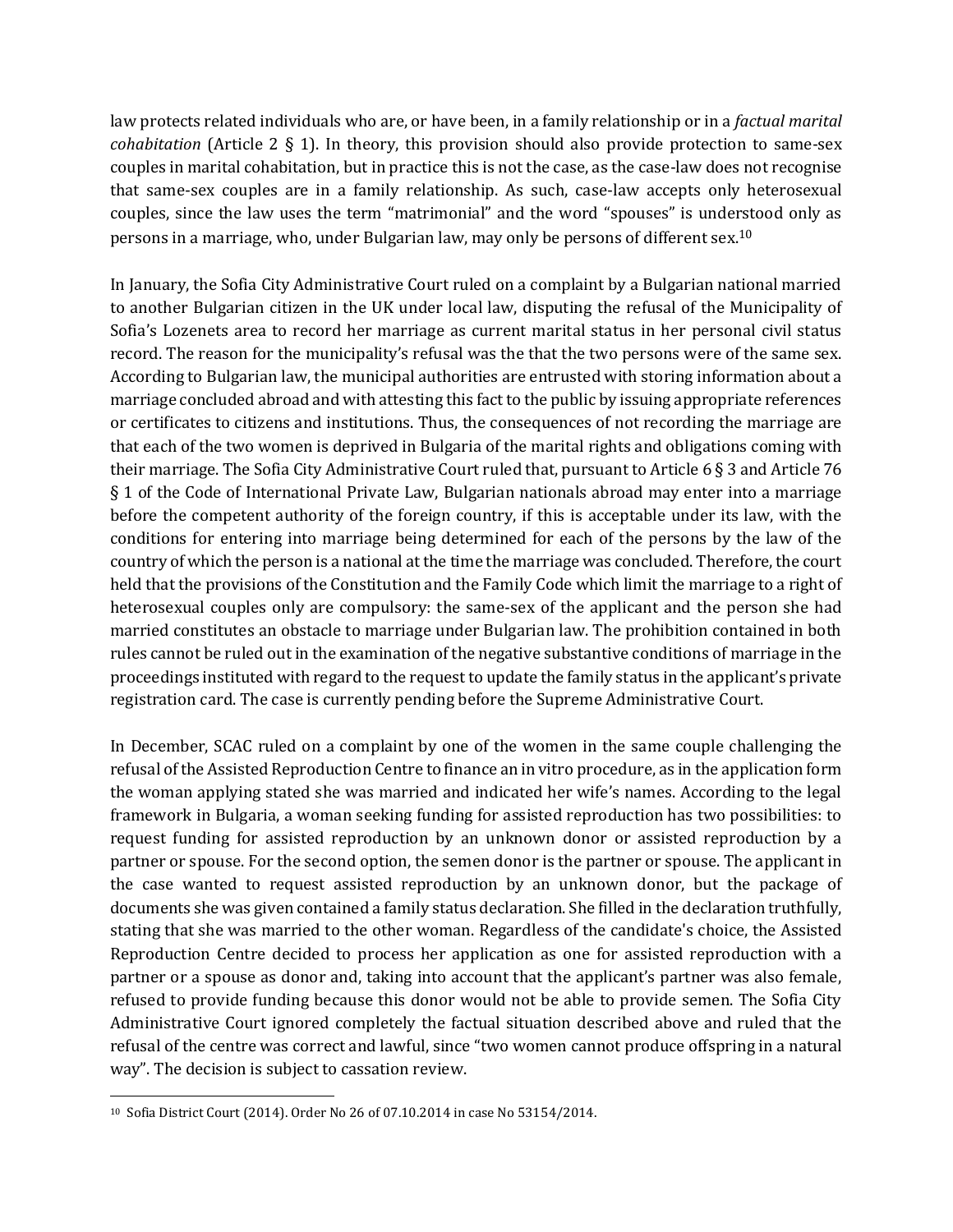law protects related individuals who are, or have been, in a family relationship or in a *factual marital cohabitation* (Article 2 § 1). In theory, this provision should also provide protection to same-sex couples in marital cohabitation, but in practice this is not the case, as the case-law does not recognise that same-sex couples are in a family relationship. As such, case-law accepts only heterosexual couples, since the law uses the term "matrimonial" and the word "spouses" is understood only as persons in a marriage, who, under Bulgarian law, may only be persons of different sex.[10]

In January, the Sofia City Administrative Court ruled on a complaint by a Bulgarian national married to another Bulgarian citizen in the UK under local law, disputing the refusal of the Municipality of Sofia's Lozenets area to record her marriage as current marital status in her personal civil status record. The reason for the municipality's refusal was the that the two persons were of the same sex. According to Bulgarian law, the municipal authorities are entrusted with storing information about a marriage concluded abroad and with attesting this fact to the public by issuing appropriate references or certificates to citizens and institutions. Thus, the consequences of not recording the marriage are that each of the two women is deprived in Bulgaria of the marital rights and obligations coming with their marriage. The Sofia City Administrative Court ruled that, pursuant to Article 6 § 3 and Article 76 § 1 of the Code of International Private Law, Bulgarian nationals abroad may enter into a marriage before the competent authority of the foreign country, if this is acceptable under its law, with the conditions for entering into marriage being determined for each of the persons by the law of the country of which the person is a national at the time the marriage was concluded. Therefore, the court held that the provisions of the Constitution and the Family Code which limit the marriage to a right of heterosexual couples only are compulsory: the same-sex of the applicant and the person she had married constitutes an obstacle to marriage under Bulgarian law. The prohibition contained in both rules cannot be ruled out in the examination of the negative substantive conditions of marriage in the proceedings instituted with regard to the request to update the family status in the applicant's private registration card. The case is currently pending before the Supreme Administrative Court.

In December, SCAC ruled on a complaint by one of the women in the same couple challenging the refusal of the Assisted Reproduction Centre to finance an in vitro procedure, as in the application form the woman applying stated she was married and indicated her wife's names. According to the legal framework in Bulgaria, a woman seeking funding for assisted reproduction has two possibilities: to request funding for assisted reproduction by an unknown donor or assisted reproduction by a partner or spouse. For the second option, the semen donor is the partner or spouse. The applicant in the case wanted to request assisted reproduction by an unknown donor, but the package of documents she was given contained a family status declaration. She filled in the declaration truthfully, stating that she was married to the other woman. Regardless of the candidate's choice, the Assisted Reproduction Centre decided to process her application as one for assisted reproduction with a partner or a spouse as donor and, taking into account that the applicant's partner was also female, refused to provide funding because this donor would not be able to provide semen. The Sofia City Administrative Court ignored completely the factual situation described above and ruled that the refusal of the centre was correct and lawful, since "two women cannot produce offspring in a natural way". The decision is subject to cassation review.

[10] Sofia District Court (2014). Order No 26 of 07.10.2014 in case No 53154/2014.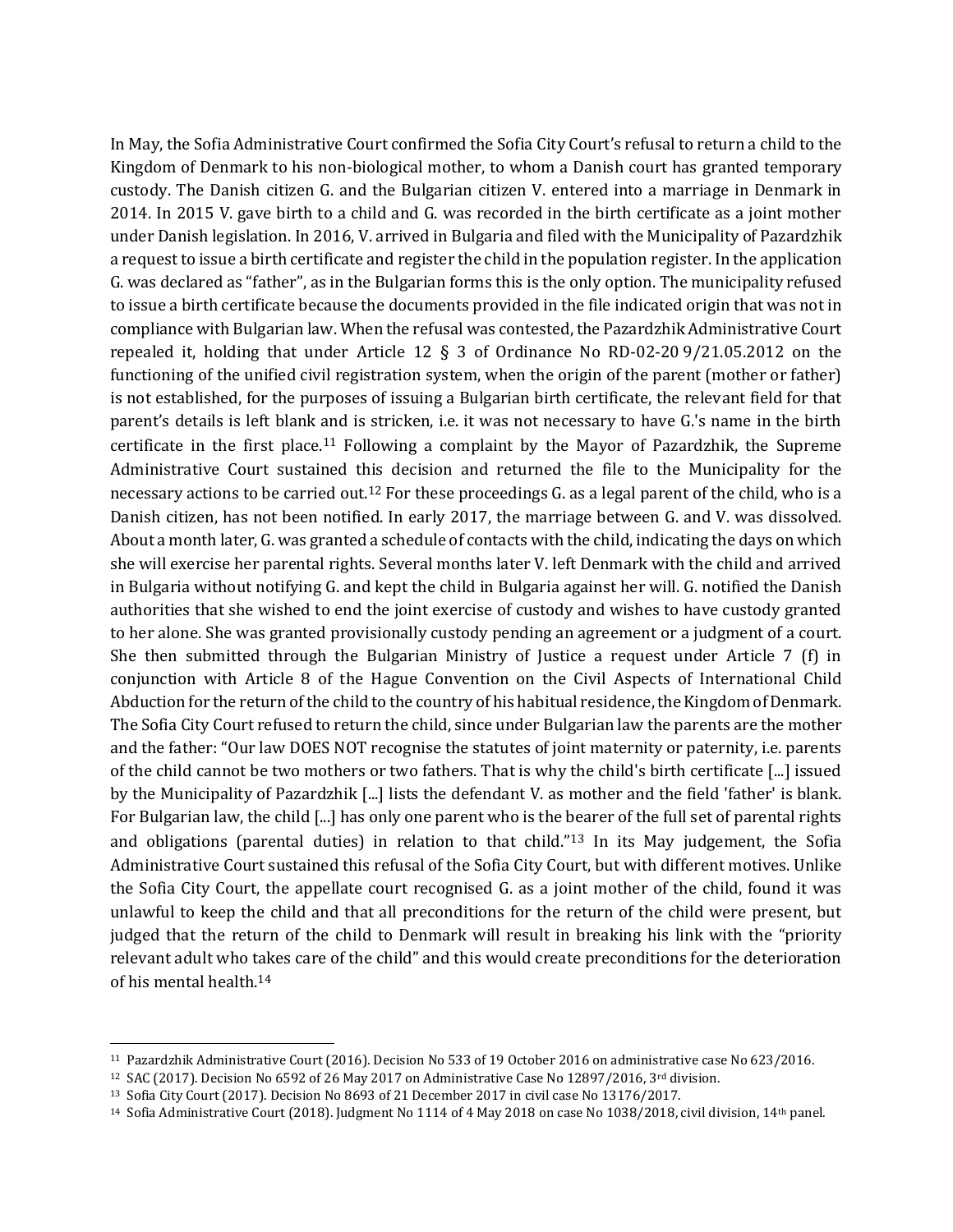In May, the Sofia Administrative Court confirmed the Sofia City Court's refusal to return a child to the Kingdom of Denmark to his non-biological mother, to whom a Danish court has granted temporary custody. The Danish citizen G. and the Bulgarian citizen V. entered into a marriage in Denmark in 2014. In 2015 V. gave birth to a child and G. was recorded in the birth certificate as a joint mother under Danish legislation. In 2016, V. arrived in Bulgaria and filed with the Municipality of Pazardzhik a request to issue a birth certificate and register the child in the population register. In the application G. was declared as "father", as in the Bulgarian forms this is the only option. The municipality refused to issue a birth certificate because the documents provided in the file indicated origin that was not in compliance with Bulgarian law. When the refusal was contested, the Pazardzhik Administrative Court repealed it, holding that under Article 12 § 3 of Ordinance No RD-02-20 9/21.05.2012 on the functioning of the unified civil registration system, when the origin of the parent (mother or father) is not established, for the purposes of issuing a Bulgarian birth certificate, the relevant field for that parent's details is left blank and is stricken, i.e. it was not necessary to have G.'s name in the birth certificate in the first place.[11] Following a complaint by the Mayor of Pazardzhik, the Supreme Administrative Court sustained this decision and returned the file to the Municipality for the necessary actions to be carried out.[12] For these proceedings G. as a legal parent of the child, who is a Danish citizen, has not been notified. In early 2017, the marriage between G. and V. was dissolved. About a month later, G. was granted a schedule of contacts with the child, indicating the days on which she will exercise her parental rights. Several months later V. left Denmark with the child and arrived in Bulgaria without notifying G. and kept the child in Bulgaria against her will. G. notified the Danish authorities that she wished to end the joint exercise of custody and wishes to have custody granted to her alone. She was granted provisionally custody pending an agreement or a judgment of a court. She then submitted through the Bulgarian Ministry of Justice a request under Article 7 (f) in conjunction with Article 8 of the Hague Convention on the Civil Aspects of International Child Abduction for the return of the child to the country of his habitual residence, the Kingdom of Denmark. The Sofia City Court refused to return the child, since under Bulgarian law the parents are the mother and the father: "Our law DOES NOT recognise the statutes of joint maternity or paternity, i.e. parents of the child cannot be two mothers or two fathers. That is why the child's birth certificate [...] issued by the Municipality of Pazardzhik [...] lists the defendant V. as mother and the field 'father' is blank. For Bulgarian law, the child [...] has only one parent who is the bearer of the full set of parental rights and obligations (parental duties) in relation to that child."[13] In its May judgement, the Sofia Administrative Court sustained this refusal of the Sofia City Court, but with different motives. Unlike the Sofia City Court, the appellate court recognised G. as a joint mother of the child, found it was unlawful to keep the child and that all preconditions for the return of the child were present, but judged that the return of the child to Denmark will result in breaking his link with the "priority relevant adult who takes care of the child" and this would create preconditions for the deterioration of his mental health.[14]

---

[11] Pazardzhik Administrative Court (2016). Decision No 533 of 19 October 2016 on administrative case No 623/2016.

[12] SAC (2017). Decision No 6592 of 26 May 2017 on Administrative Case No 12897/2016, 3rd division.

[13] Sofia City Court (2017). Decision No 8693 of 21 December 2017 in civil case No 13176/2017.

[14] Sofia Administrative Court (2018). Judgment No 1114 of 4 May 2018 on case No 1038/2018, civil division, 14th panel.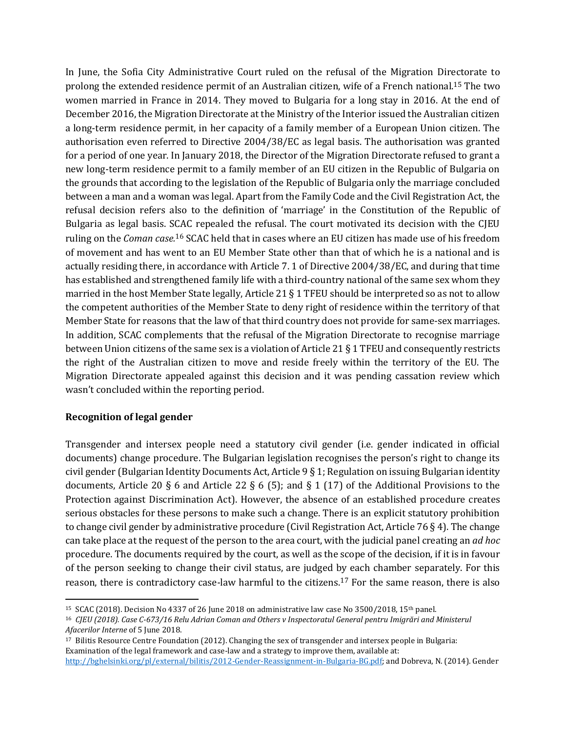In June, the Sofia City Administrative Court ruled on the refusal of the Migration Directorate to prolong the extended residence permit of an Australian citizen, wife of a French national.[15] The two women married in France in 2014. They moved to Bulgaria for a long stay in 2016. At the end of December 2016, the Migration Directorate at the Ministry of the Interior issued the Australian citizen a long-term residence permit, in her capacity of a family member of a European Union citizen. The authorisation even referred to Directive 2004/38/EC as legal basis. The authorisation was granted for a period of one year. In January 2018, the Director of the Migration Directorate refused to grant a new long-term residence permit to a family member of an EU citizen in the Republic of Bulgaria on the grounds that according to the legislation of the Republic of Bulgaria only the marriage concluded between a man and a woman was legal. Apart from the Family Code and the Civil Registration Act, the refusal decision refers also to the definition of 'marriage' in the Constitution of the Republic of Bulgaria as legal basis. SCAC repealed the refusal. The court motivated its decision with the CJEU ruling on the *Coman case.*[16] SCAC held that in cases where an EU citizen has made use of his freedom of movement and has went to an EU Member State other than that of which he is a national and is actually residing there, in accordance with Article 7. 1 of Directive 2004/38/EC, and during that time has established and strengthened family life with a third-country national of the same sex whom they married in the host Member State legally, Article 21 § 1 TFEU should be interpreted so as not to allow the competent authorities of the Member State to deny right of residence within the territory of that Member State for reasons that the law of that third country does not provide for same-sex marriages. In addition, SCAC complements that the refusal of the Migration Directorate to recognise marriage between Union citizens of the same sex is a violation of Article 21 § 1 TFEU and consequently restricts the right of the Australian citizen to move and reside freely within the territory of the EU. The Migration Directorate appealed against this decision and it was pending cassation review which wasn't concluded within the reporting period.

**Recognition of legal gender**

Transgender and intersex people need a statutory civil gender (i.e. gender indicated in official documents) change procedure. The Bulgarian legislation recognises the person's right to change its civil gender (Bulgarian Identity Documents Act, Article 9 § 1; Regulation on issuing Bulgarian identity documents, Article 20 § 6 and Article 22 § 6 (5); and § 1 (17) of the Additional Provisions to the Protection against Discrimination Act). However, the absence of an established procedure creates serious obstacles for these persons to make such a change. There is an explicit statutory prohibition to change civil gender by administrative procedure (Civil Registration Act, Article 76 § 4). The change can take place at the request of the person to the area court, with the judicial panel creating an *ad hoc* procedure. The documents required by the court, as well as the scope of the decision, if it is in favour of the person seeking to change their civil status, are judged by each chamber separately. For this reason, there is contradictory case-law harmful to the citizens.[17] For the same reason, there is also

---

[15] SCAC (2018). Decision No 4337 of 26 June 2018 on administrative law case No 3500/2018, 15th panel.

[16] *CJEU (2018). Case C-673/16 Relu Adrian Coman and Others v Inspectoratul General pentru Imigrări and Ministerul Afacerilor Interne* of 5 June 2018.

[17] Bilitis Resource Centre Foundation (2012). Changing the sex of transgender and intersex people in Bulgaria: Examination of the legal framework and case-law and a strategy to improve them, available at: http://bghelsinki.org/pl/external/bilitis/2012-Gender-Reassignment-in-Bulgaria-BG.pdf; and Dobreva, N. (2014). Gender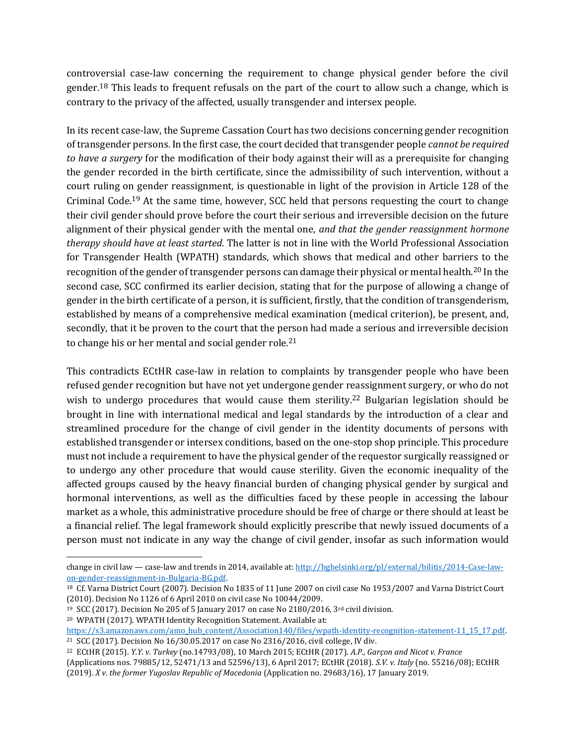controversial case-law concerning the requirement to change physical gender before the civil gender.[18] This leads to frequent refusals on the part of the court to allow such a change, which is contrary to the privacy of the affected, usually transgender and intersex people.

In its recent case-law, the Supreme Cassation Court has two decisions concerning gender recognition of transgender persons. In the first case, the court decided that transgender people *cannot be required to have a surgery* for the modification of their body against their will as a prerequisite for changing the gender recorded in the birth certificate, since the admissibility of such intervention, without a court ruling on gender reassignment, is questionable in light of the provision in Article 128 of the Criminal Code.[19] At the same time, however, SCC held that persons requesting the court to change their civil gender should prove before the court their serious and irreversible decision on the future alignment of their physical gender with the mental one, *and that the gender reassignment hormone therapy should have at least started*. The latter is not in line with the World Professional Association for Transgender Health (WPATH) standards, which shows that medical and other barriers to the recognition of the gender of transgender persons can damage their physical or mental health.[20] In the second case, SCC confirmed its earlier decision, stating that for the purpose of allowing a change of gender in the birth certificate of a person, it is sufficient, firstly, that the condition of transgenderism, established by means of a comprehensive medical examination (medical criterion), be present, and, secondly, that it be proven to the court that the person had made a serious and irreversible decision to change his or her mental and social gender role.[21]

This contradicts ECtHR case-law in relation to complaints by transgender people who have been refused gender recognition but have not yet undergone gender reassignment surgery, or who do not wish to undergo procedures that would cause them sterility.[22] Bulgarian legislation should be brought in line with international medical and legal standards by the introduction of a clear and streamlined procedure for the change of civil gender in the identity documents of persons with established transgender or intersex conditions, based on the one-stop shop principle. This procedure must not include a requirement to have the physical gender of the requestor surgically reassigned or to undergo any other procedure that would cause sterility. Given the economic inequality of the affected groups caused by the heavy financial burden of changing physical gender by surgical and hormonal interventions, as well as the difficulties faced by these people in accessing the labour market as a whole, this administrative procedure should be free of charge or there should at least be a financial relief. The legal framework should explicitly prescribe that newly issued documents of a person must not indicate in any way the change of civil gender, insofar as such information would

---

change in civil law — case-law and trends in 2014, available at: [http://bghelsinki.org/pl/external/bilitis/2014-Case-law-on-gender-reassignment-in-Bulgaria-BG.pdf](http://bghelsinki.org/pl/external/bilitis/2014-Case-law-on-gender-reassignment-in-Bulgaria-BG.pdf).

[18] Cf. Varna District Court (2007). Decision No 1835 of 11 June 2007 on civil case No 1953/2007 and Varna District Court (2010). Decision No 1126 of 6 April 2010 on civil case No 10044/2009.

[19] SCC (2017). Decision No 205 of 5 January 2017 on case No 2180/2016, 3rd civil division.

[20] WPATH (2017). WPATH Identity Recognition Statement. Available at: [https://s3.amazonaws.com/amo_hub_content/Association140/files/wpath-identity-recognition-statement-11_15_17.pdf](https://s3.amazonaws.com/amo_hub_content/Association140/files/wpath-identity-recognition-statement-11_15_17.pdf).

[21] SCC (2017). Decision No 16/30.05.2017 on case No 2316/2016, civil college, IV div.

[22] ECtHR (2015). *Y.Y. v. Turkey* (no.14793/08), 10 March 2015; ECtHR (2017). *A.P., Garçon and Nicot v. France* (Applications nos. 79885/12, 52471/13 and 52596/13), 6 April 2017; ECtHR (2018). *S.V. v. Italy* (no. 55216/08); ECtHR (2019). *X v. the former Yugoslav Republic of Macedonia* (Application no. 29683/16), 17 January 2019.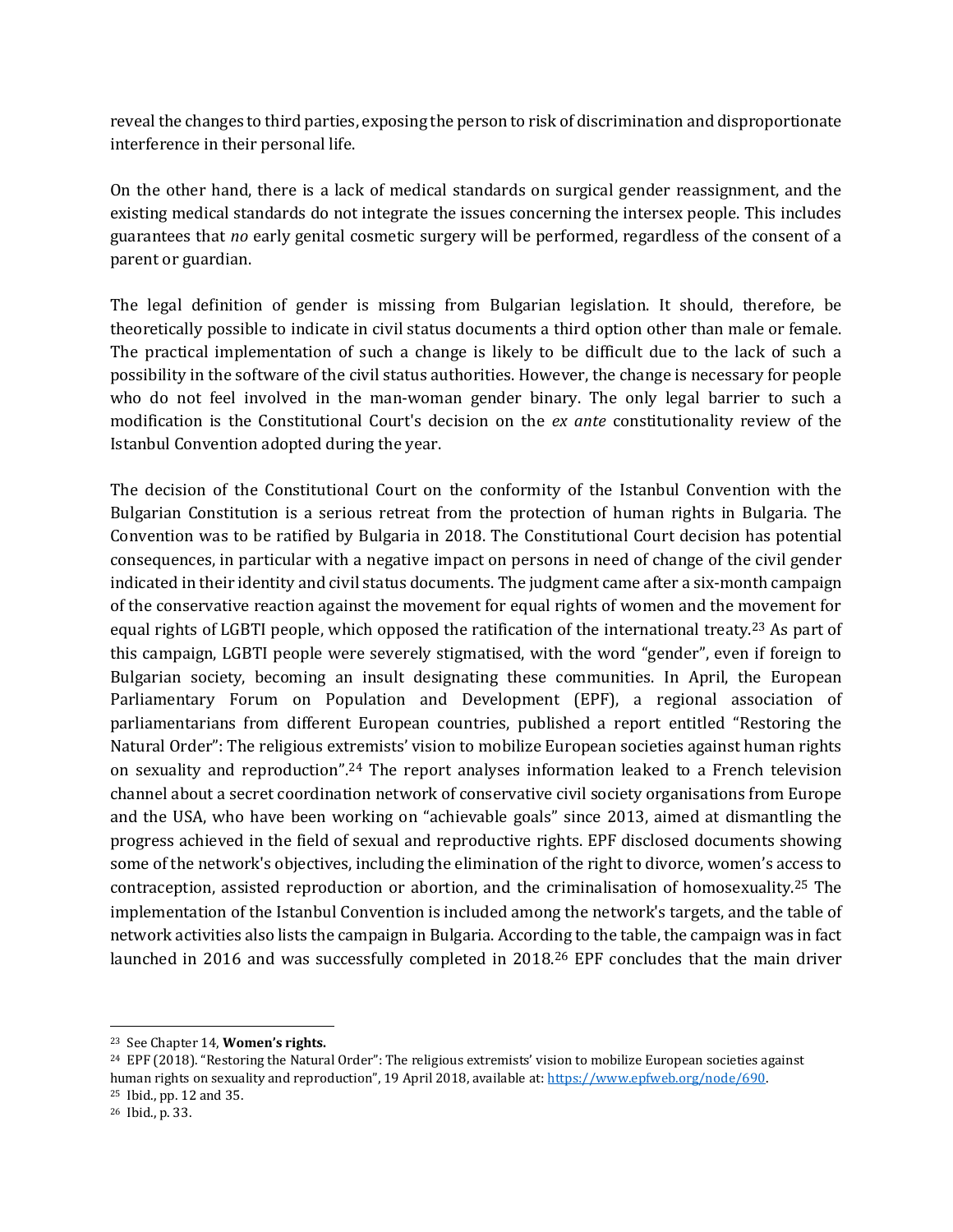reveal the changes to third parties, exposing the person to risk of discrimination and disproportionate interference in their personal life.

On the other hand, there is a lack of medical standards on surgical gender reassignment, and the existing medical standards do not integrate the issues concerning the intersex people. This includes guarantees that *no* early genital cosmetic surgery will be performed, regardless of the consent of a parent or guardian.

The legal definition of gender is missing from Bulgarian legislation. It should, therefore, be theoretically possible to indicate in civil status documents a third option other than male or female. The practical implementation of such a change is likely to be difficult due to the lack of such a possibility in the software of the civil status authorities. However, the change is necessary for people who do not feel involved in the man-woman gender binary. The only legal barrier to such a modification is the Constitutional Court's decision on the *ex ante* constitutionality review of the Istanbul Convention adopted during the year.

The decision of the Constitutional Court on the conformity of the Istanbul Convention with the Bulgarian Constitution is a serious retreat from the protection of human rights in Bulgaria. The Convention was to be ratified by Bulgaria in 2018. The Constitutional Court decision has potential consequences, in particular with a negative impact on persons in need of change of the civil gender indicated in their identity and civil status documents. The judgment came after a six-month campaign of the conservative reaction against the movement for equal rights of women and the movement for equal rights of LGBTI people, which opposed the ratification of the international treaty.[23] As part of this campaign, LGBTI people were severely stigmatised, with the word "gender", even if foreign to Bulgarian society, becoming an insult designating these communities. In April, the European Parliamentary Forum on Population and Development (EPF), a regional association of parliamentarians from different European countries, published a report entitled "Restoring the Natural Order": The religious extremists' vision to mobilize European societies against human rights on sexuality and reproduction".[24] The report analyses information leaked to a French television channel about a secret coordination network of conservative civil society organisations from Europe and the USA, who have been working on "achievable goals" since 2013, aimed at dismantling the progress achieved in the field of sexual and reproductive rights. EPF disclosed documents showing some of the network's objectives, including the elimination of the right to divorce, women's access to contraception, assisted reproduction or abortion, and the criminalisation of homosexuality.[25] The implementation of the Istanbul Convention is included among the network's targets, and the table of network activities also lists the campaign in Bulgaria. According to the table, the campaign was in fact launched in 2016 and was successfully completed in 2018.[26] EPF concludes that the main driver

---

[23] See Chapter 14, **Women's rights.**

[24] EPF (2018). "Restoring the Natural Order": The religious extremists' vision to mobilize European societies against human rights on sexuality and reproduction", 19 April 2018, available at: https://www.epfweb.org/node/690.

[25] Ibid., pp. 12 and 35.

[26] Ibid., p. 33.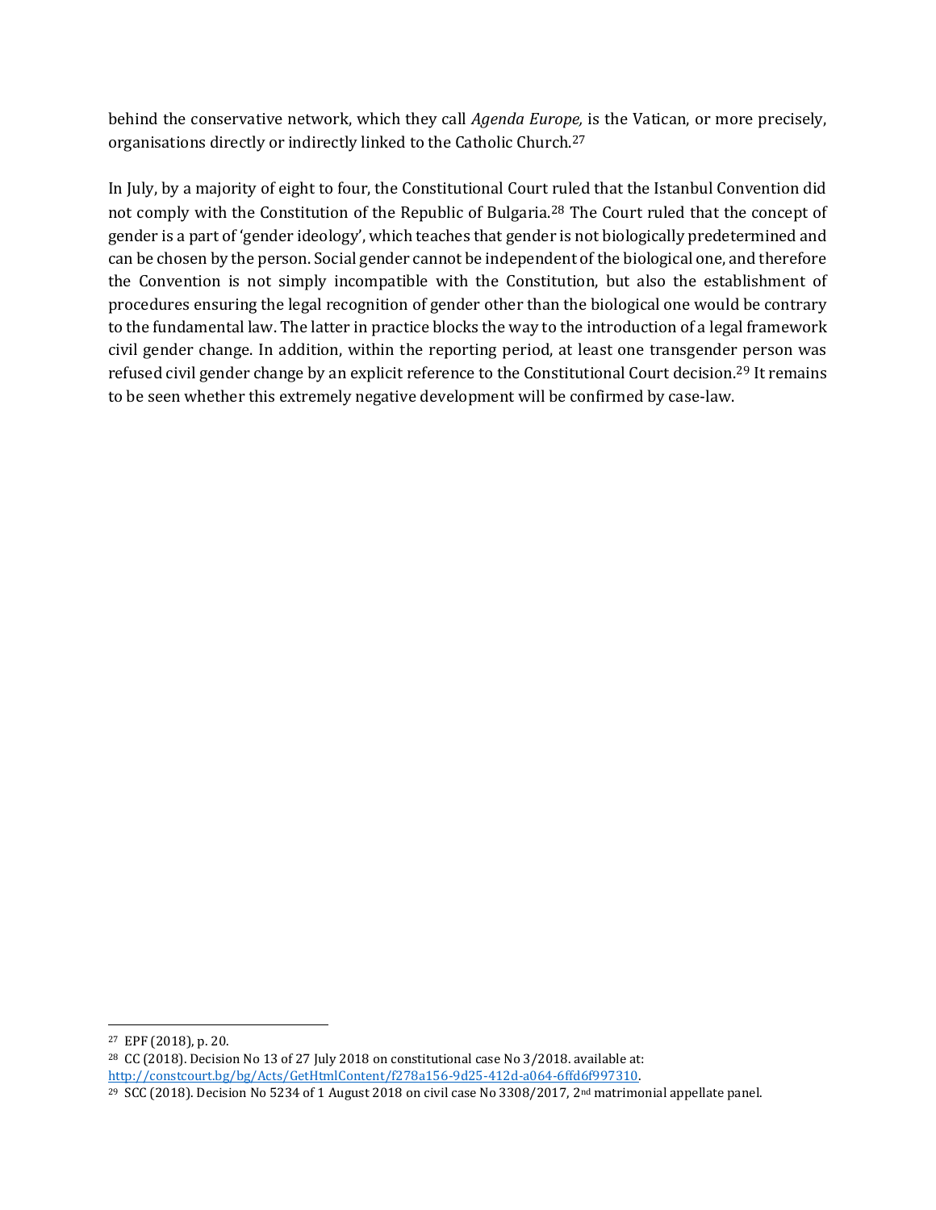behind the conservative network, which they call *Agenda Europe,* is the Vatican, or more precisely, organisations directly or indirectly linked to the Catholic Church.[27]

In July, by a majority of eight to four, the Constitutional Court ruled that the Istanbul Convention did not comply with the Constitution of the Republic of Bulgaria.[28] The Court ruled that the concept of gender is a part of 'gender ideology', which teaches that gender is not biologically predetermined and can be chosen by the person. Social gender cannot be independent of the biological one, and therefore the Convention is not simply incompatible with the Constitution, but also the establishment of procedures ensuring the legal recognition of gender other than the biological one would be contrary to the fundamental law. The latter in practice blocks the way to the introduction of a legal framework civil gender change. In addition, within the reporting period, at least one transgender person was refused civil gender change by an explicit reference to the Constitutional Court decision.[29] It remains to be seen whether this extremely negative development will be confirmed by case-law.

---

[27] EPF (2018), p. 20.

[28] CC (2018). Decision No 13 of 27 July 2018 on constitutional case No 3/2018. available at: http://constcourt.bg/bg/Acts/GetHtmlContent/f278a156-9d25-412d-a064-6ffd6f997310.

[29] SCC (2018). Decision No 5234 of 1 August 2018 on civil case No 3308/2017, 2nd matrimonial appellate panel.